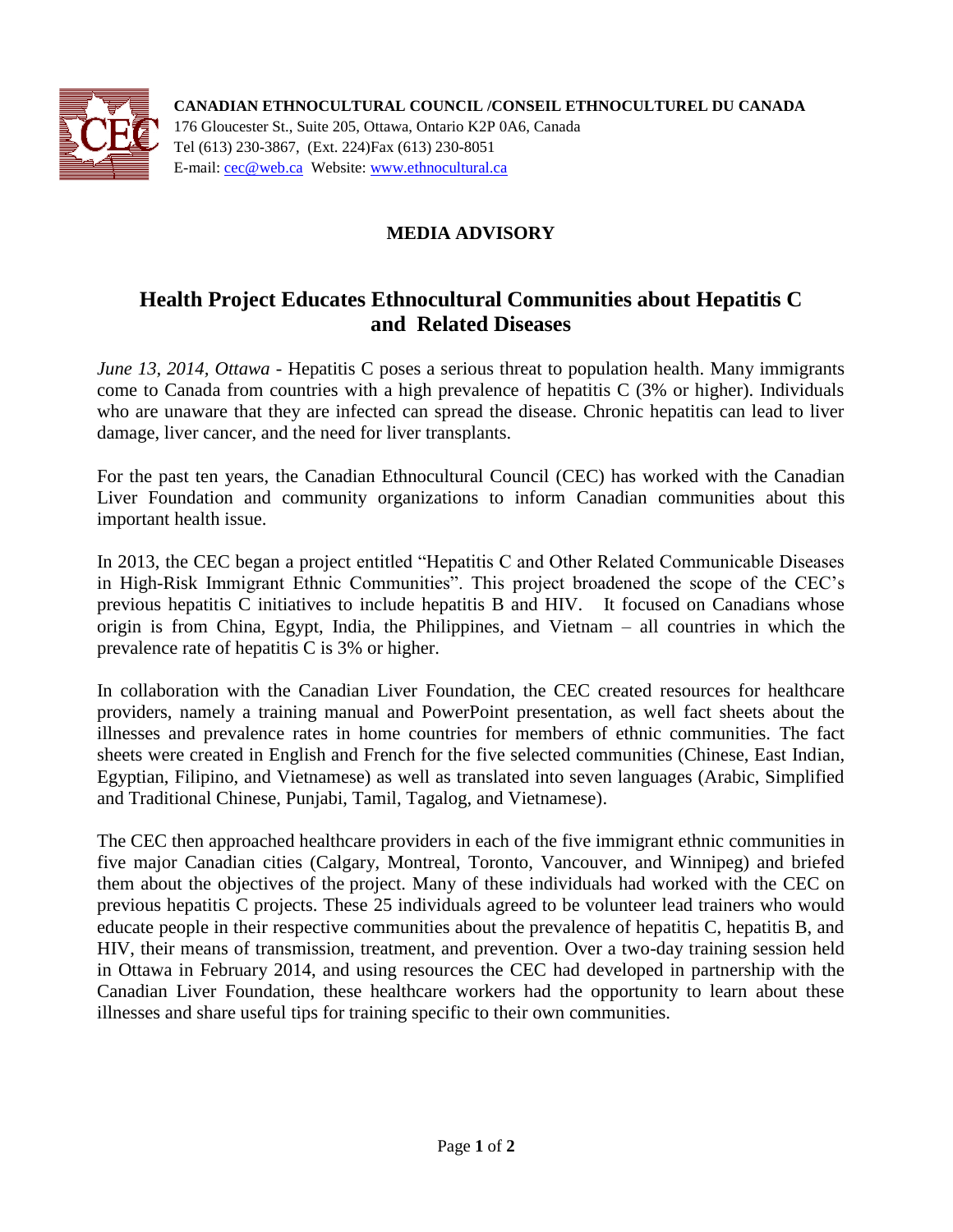**CANADIAN ETHNOCULTURAL COUNCIL /CONSEIL ETHNOCULTUREL DU CANADA**
176 Gloucester St., Suite 205, Ottawa, Ontario K2P 0A6, Canada
Tel (613) 230-3867, (Ext. 224)Fax (613) 230-8051
E-mail: cec@web.ca Website: www.ethnocultural.ca

**MEDIA ADVISORY**

# Health Project Educates Ethnocultural Communities about Hepatitis C and Related Diseases

*June 13, 2014, Ottawa* - Hepatitis C poses a serious threat to population health. Many immigrants come to Canada from countries with a high prevalence of hepatitis C (3% or higher). Individuals who are unaware that they are infected can spread the disease. Chronic hepatitis can lead to liver damage, liver cancer, and the need for liver transplants.

For the past ten years, the Canadian Ethnocultural Council (CEC) has worked with the Canadian Liver Foundation and community organizations to inform Canadian communities about this important health issue.

In 2013, the CEC began a project entitled "Hepatitis C and Other Related Communicable Diseases in High-Risk Immigrant Ethnic Communities". This project broadened the scope of the CEC's previous hepatitis C initiatives to include hepatitis B and HIV. It focused on Canadians whose origin is from China, Egypt, India, the Philippines, and Vietnam – all countries in which the prevalence rate of hepatitis C is 3% or higher.

In collaboration with the Canadian Liver Foundation, the CEC created resources for healthcare providers, namely a training manual and PowerPoint presentation, as well fact sheets about the illnesses and prevalence rates in home countries for members of ethnic communities. The fact sheets were created in English and French for the five selected communities (Chinese, East Indian, Egyptian, Filipino, and Vietnamese) as well as translated into seven languages (Arabic, Simplified and Traditional Chinese, Punjabi, Tamil, Tagalog, and Vietnamese).

The CEC then approached healthcare providers in each of the five immigrant ethnic communities in five major Canadian cities (Calgary, Montreal, Toronto, Vancouver, and Winnipeg) and briefed them about the objectives of the project. Many of these individuals had worked with the CEC on previous hepatitis C projects. These 25 individuals agreed to be volunteer lead trainers who would educate people in their respective communities about the prevalence of hepatitis C, hepatitis B, and HIV, their means of transmission, treatment, and prevention. Over a two-day training session held in Ottawa in February 2014, and using resources the CEC had developed in partnership with the Canadian Liver Foundation, these healthcare workers had the opportunity to learn about these illnesses and share useful tips for training specific to their own communities.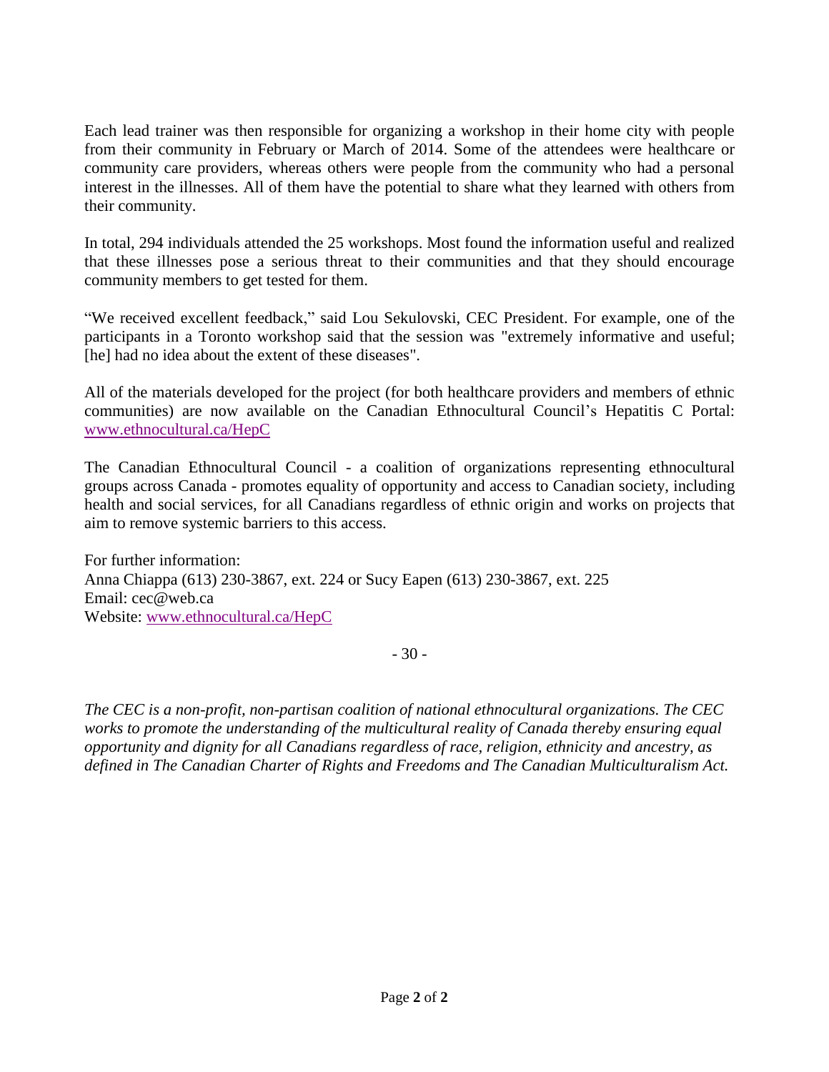Each lead trainer was then responsible for organizing a workshop in their home city with people from their community in February or March of 2014. Some of the attendees were healthcare or community care providers, whereas others were people from the community who had a personal interest in the illnesses. All of them have the potential to share what they learned with others from their community.

In total, 294 individuals attended the 25 workshops. Most found the information useful and realized that these illnesses pose a serious threat to their communities and that they should encourage community members to get tested for them.

"We received excellent feedback," said Lou Sekulovski, CEC President. For example, one of the participants in a Toronto workshop said that the session was "extremely informative and useful; [he] had no idea about the extent of these diseases".

All of the materials developed for the project (for both healthcare providers and members of ethnic communities) are now available on the Canadian Ethnocultural Council's Hepatitis C Portal: [www.ethnocultural.ca/HepC](http://www.ethnocultural.ca/HepC)

The Canadian Ethnocultural Council - a coalition of organizations representing ethnocultural groups across Canada - promotes equality of opportunity and access to Canadian society, including health and social services, for all Canadians regardless of ethnic origin and works on projects that aim to remove systemic barriers to this access.

For further information:
Anna Chiappa (613) 230-3867, ext. 224 or Sucy Eapen (613) 230-3867, ext. 225
Email: cec@web.ca
Website: [www.ethnocultural.ca/HepC](http://www.ethnocultural.ca/HepC)

- 30 -

*The CEC is a non-profit, non-partisan coalition of national ethnocultural organizations. The CEC works to promote the understanding of the multicultural reality of Canada thereby ensuring equal opportunity and dignity for all Canadians regardless of race, religion, ethnicity and ancestry, as defined in The Canadian Charter of Rights and Freedoms and The Canadian Multiculturalism Act.*